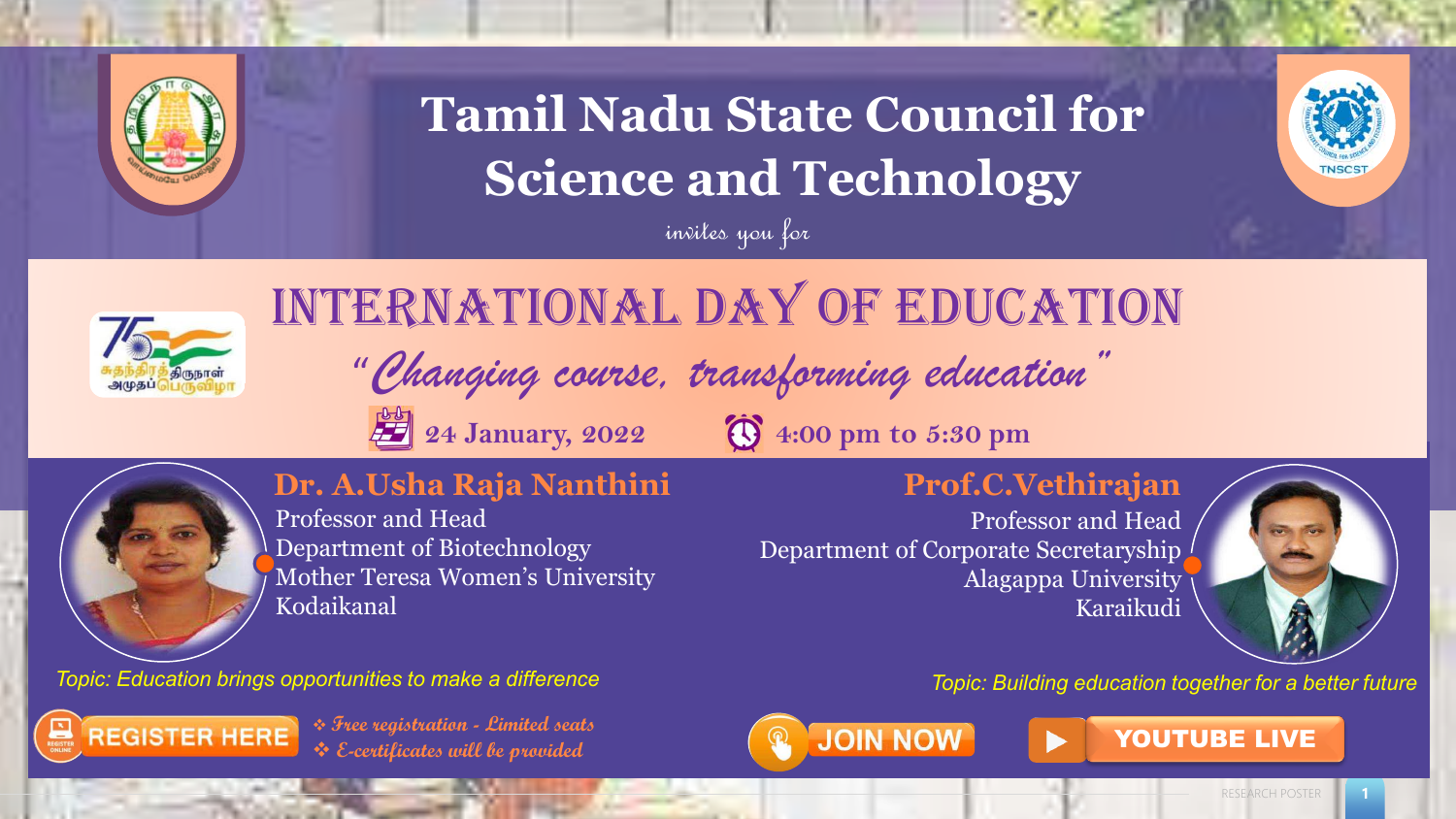# Tamil Nadu State Council for Science and Technology

*invites you for*

## INTERNATIONAL DAY OF EDUCATION

*"Changing course, transforming education"*

24 January, 2022 | 4:00 pm to 5:30 pm

**Dr. A.Usha Raja Nanthini**
Professor and Head
Department of Biotechnology
Mother Teresa Women's University
Kodaikanal

*Topic: Education brings opportunities to make a difference*

**Prof.C.Vethirajan**
Professor and Head
Department of Corporate Secretaryship
Alagappa University
Karaikudi

*Topic: Building education together for a better future*

REGISTER HERE

- *Free registration - Limited seats*
- *E-certificates will be provided*

JOIN NOW

YOUTUBE LIVE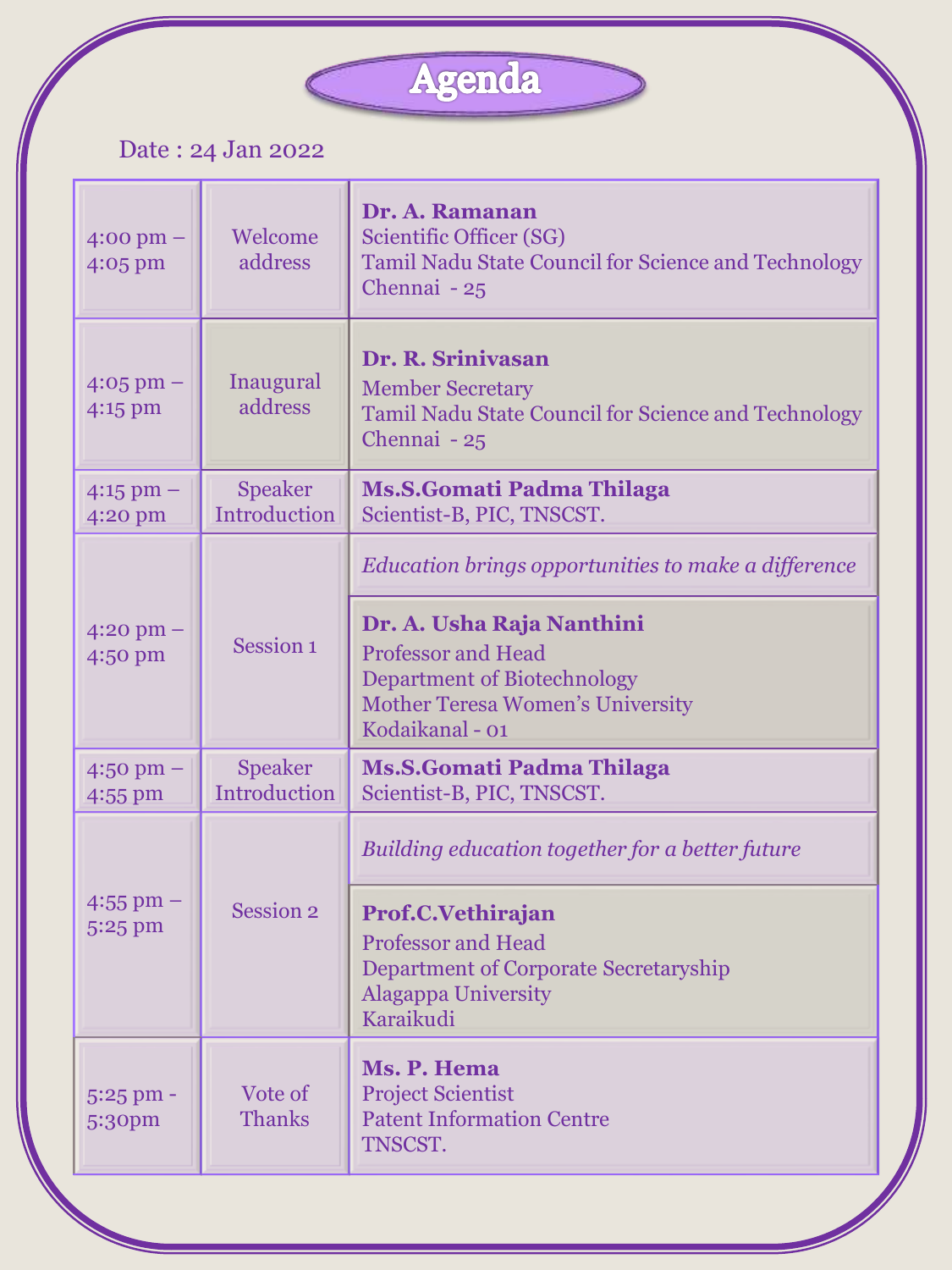# Agenda

Date : 24 Jan 2022

| | | |
|---|---|---|
| 4:00 pm – 4:05 pm | Welcome address | **Dr. A. Ramanan**<br>Scientific Officer (SG)<br>Tamil Nadu State Council for Science and Technology<br>Chennai - 25 |
| 4:05 pm – 4:15 pm | Inaugural address | **Dr. R. Srinivasan**<br>Member Secretary<br>Tamil Nadu State Council for Science and Technology<br>Chennai - 25 |
| 4:15 pm – 4:20 pm | Speaker Introduction | **Ms.S.Gomati Padma Thilaga**<br>Scientist-B, PIC, TNSCST. |
| 4:20 pm – 4:50 pm | Session 1 | *Education brings opportunities to make a difference*<br>**Dr. A. Usha Raja Nanthini**<br>Professor and Head<br>Department of Biotechnology<br>Mother Teresa Women's University<br>Kodaikanal - 01 |
| 4:50 pm – 4:55 pm | Speaker Introduction | **Ms.S.Gomati Padma Thilaga**<br>Scientist-B, PIC, TNSCST. |
| 4:55 pm – 5:25 pm | Session 2 | *Building education together for a better future*<br>**Prof.C.Vethirajan**<br>Professor and Head<br>Department of Corporate Secretaryship<br>Alagappa University<br>Karaikudi |
| 5:25 pm - 5:30pm | Vote of Thanks | **Ms. P. Hema**<br>Project Scientist<br>Patent Information Centre<br>TNSCST. |